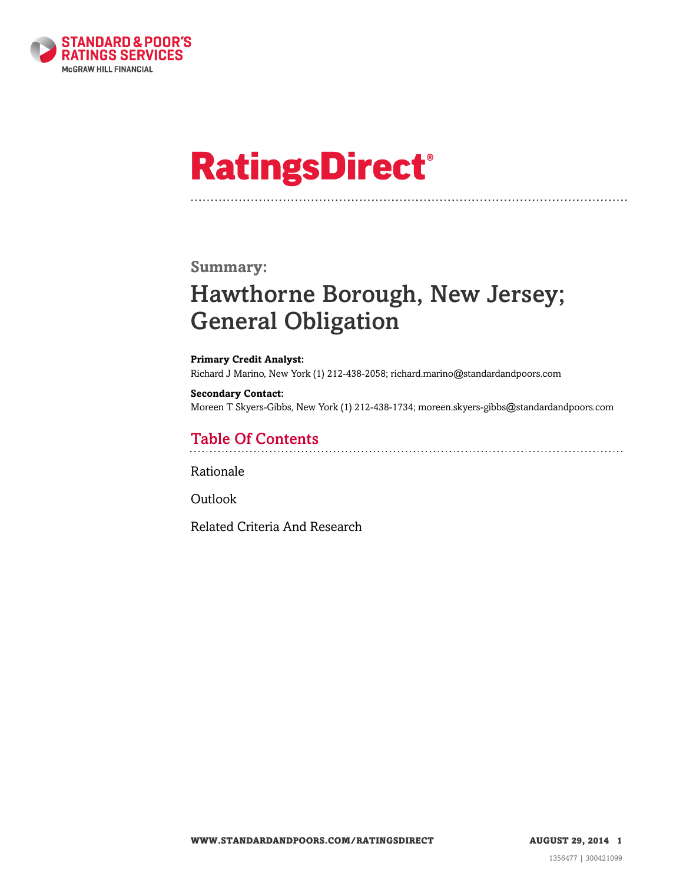STANDARD & POOR'S RATINGS SERVICES
McGRAW HILL FINANCIAL

# RatingsDirect®

## Summary:

# Hawthorne Borough, New Jersey; General Obligation

**Primary Credit Analyst:**
Richard J Marino, New York (1) 212-438-2058; richard.marino@standardandpoors.com

**Secondary Contact:**
Moreen T Skyers-Gibbs, New York (1) 212-438-1734; moreen.skyers-gibbs@standardandpoors.com

## Table Of Contents

Rationale

Outlook

Related Criteria And Research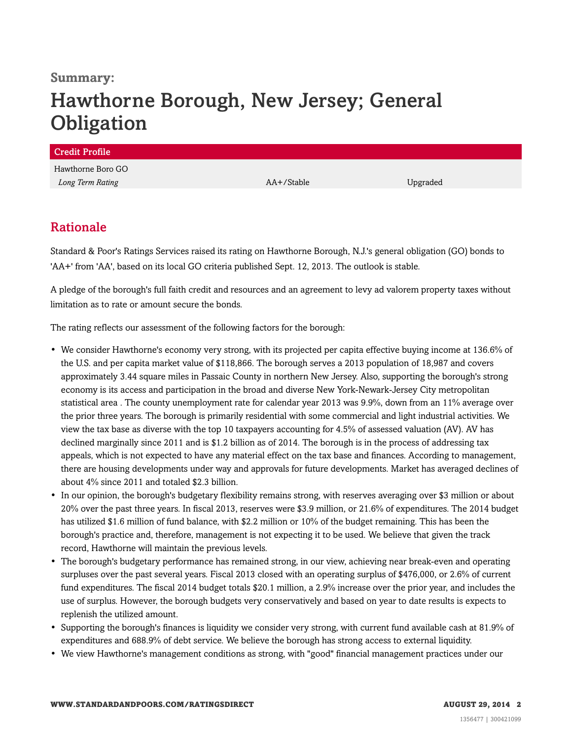**Summary:**

# Hawthorne Borough, New Jersey; General Obligation

| Credit Profile | | |
|---|---|---|
| Hawthorne Boro GO | | |
| *Long Term Rating* | AA+/Stable | Upgraded |

## Rationale

Standard & Poor's Ratings Services raised its rating on Hawthorne Borough, N.J.'s general obligation (GO) bonds to 'AA+' from 'AA', based on its local GO criteria published Sept. 12, 2013. The outlook is stable.

A pledge of the borough's full faith credit and resources and an agreement to levy ad valorem property taxes without limitation as to rate or amount secure the bonds.

The rating reflects our assessment of the following factors for the borough:

- We consider Hawthorne's economy very strong, with its projected per capita effective buying income at 136.6% of the U.S. and per capita market value of $118,866. The borough serves a 2013 population of 18,987 and covers approximately 3.44 square miles in Passaic County in northern New Jersey. Also, supporting the borough's strong economy is its access and participation in the broad and diverse New York-Newark-Jersey City metropolitan statistical area . The county unemployment rate for calendar year 2013 was 9.9%, down from an 11% average over the prior three years. The borough is primarily residential with some commercial and light industrial activities. We view the tax base as diverse with the top 10 taxpayers accounting for 4.5% of assessed valuation (AV). AV has declined marginally since 2011 and is $1.2 billion as of 2014. The borough is in the process of addressing tax appeals, which is not expected to have any material effect on the tax base and finances. According to management, there are housing developments under way and approvals for future developments. Market has averaged declines of about 4% since 2011 and totaled $2.3 billion.
- In our opinion, the borough's budgetary flexibility remains strong, with reserves averaging over $3 million or about 20% over the past three years. In fiscal 2013, reserves were $3.9 million, or 21.6% of expenditures. The 2014 budget has utilized $1.6 million of fund balance, with $2.2 million or 10% of the budget remaining. This has been the borough's practice and, therefore, management is not expecting it to be used. We believe that given the track record, Hawthorne will maintain the previous levels.
- The borough's budgetary performance has remained strong, in our view, achieving near break-even and operating surpluses over the past several years. Fiscal 2013 closed with an operating surplus of $476,000, or 2.6% of current fund expenditures. The fiscal 2014 budget totals $20.1 million, a 2.9% increase over the prior year, and includes the use of surplus. However, the borough budgets very conservatively and based on year to date results is expects to replenish the utilized amount.
- Supporting the borough's finances is liquidity we consider very strong, with current fund available cash at 81.9% of expenditures and 688.9% of debt service. We believe the borough has strong access to external liquidity.
- We view Hawthorne's management conditions as strong, with "good" financial management practices under our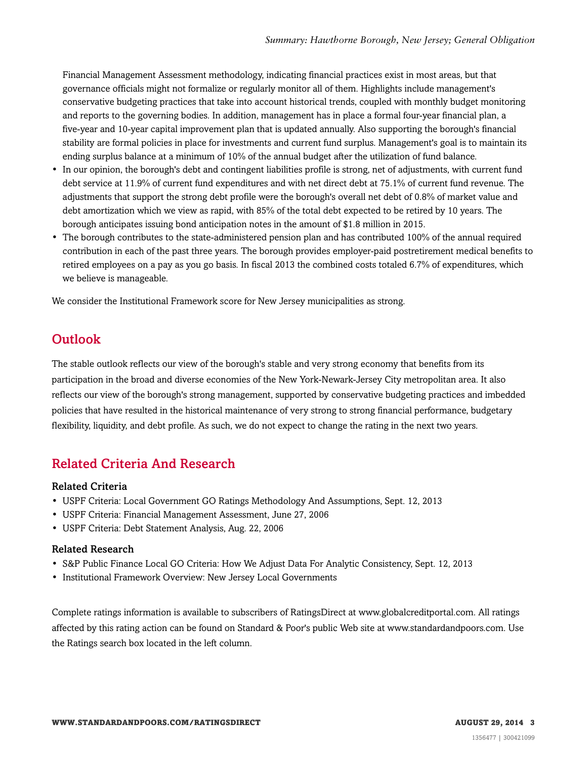Financial Management Assessment methodology, indicating financial practices exist in most areas, but that governance officials might not formalize or regularly monitor all of them. Highlights include management's conservative budgeting practices that take into account historical trends, coupled with monthly budget monitoring and reports to the governing bodies. In addition, management has in place a formal four-year financial plan, a five-year and 10-year capital improvement plan that is updated annually. Also supporting the borough's financial stability are formal policies in place for investments and current fund surplus. Management's goal is to maintain its ending surplus balance at a minimum of 10% of the annual budget after the utilization of fund balance.

- In our opinion, the borough's debt and contingent liabilities profile is strong, net of adjustments, with current fund debt service at 11.9% of current fund expenditures and with net direct debt at 75.1% of current fund revenue. The adjustments that support the strong debt profile were the borough's overall net debt of 0.8% of market value and debt amortization which we view as rapid, with 85% of the total debt expected to be retired by 10 years. The borough anticipates issuing bond anticipation notes in the amount of $1.8 million in 2015.
- The borough contributes to the state-administered pension plan and has contributed 100% of the annual required contribution in each of the past three years. The borough provides employer-paid postretirement medical benefits to retired employees on a pay as you go basis. In fiscal 2013 the combined costs totaled 6.7% of expenditures, which we believe is manageable.

We consider the Institutional Framework score for New Jersey municipalities as strong.

## Outlook

The stable outlook reflects our view of the borough's stable and very strong economy that benefits from its participation in the broad and diverse economies of the New York-Newark-Jersey City metropolitan area. It also reflects our view of the borough's strong management, supported by conservative budgeting practices and imbedded policies that have resulted in the historical maintenance of very strong to strong financial performance, budgetary flexibility, liquidity, and debt profile. As such, we do not expect to change the rating in the next two years.

## Related Criteria And Research

### Related Criteria

- USPF Criteria: Local Government GO Ratings Methodology And Assumptions, Sept. 12, 2013
- USPF Criteria: Financial Management Assessment, June 27, 2006
- USPF Criteria: Debt Statement Analysis, Aug. 22, 2006

### Related Research

- S&P Public Finance Local GO Criteria: How We Adjust Data For Analytic Consistency, Sept. 12, 2013
- Institutional Framework Overview: New Jersey Local Governments

Complete ratings information is available to subscribers of RatingsDirect at www.globalcreditportal.com. All ratings affected by this rating action can be found on Standard & Poor's public Web site at www.standardandpoors.com. Use the Ratings search box located in the left column.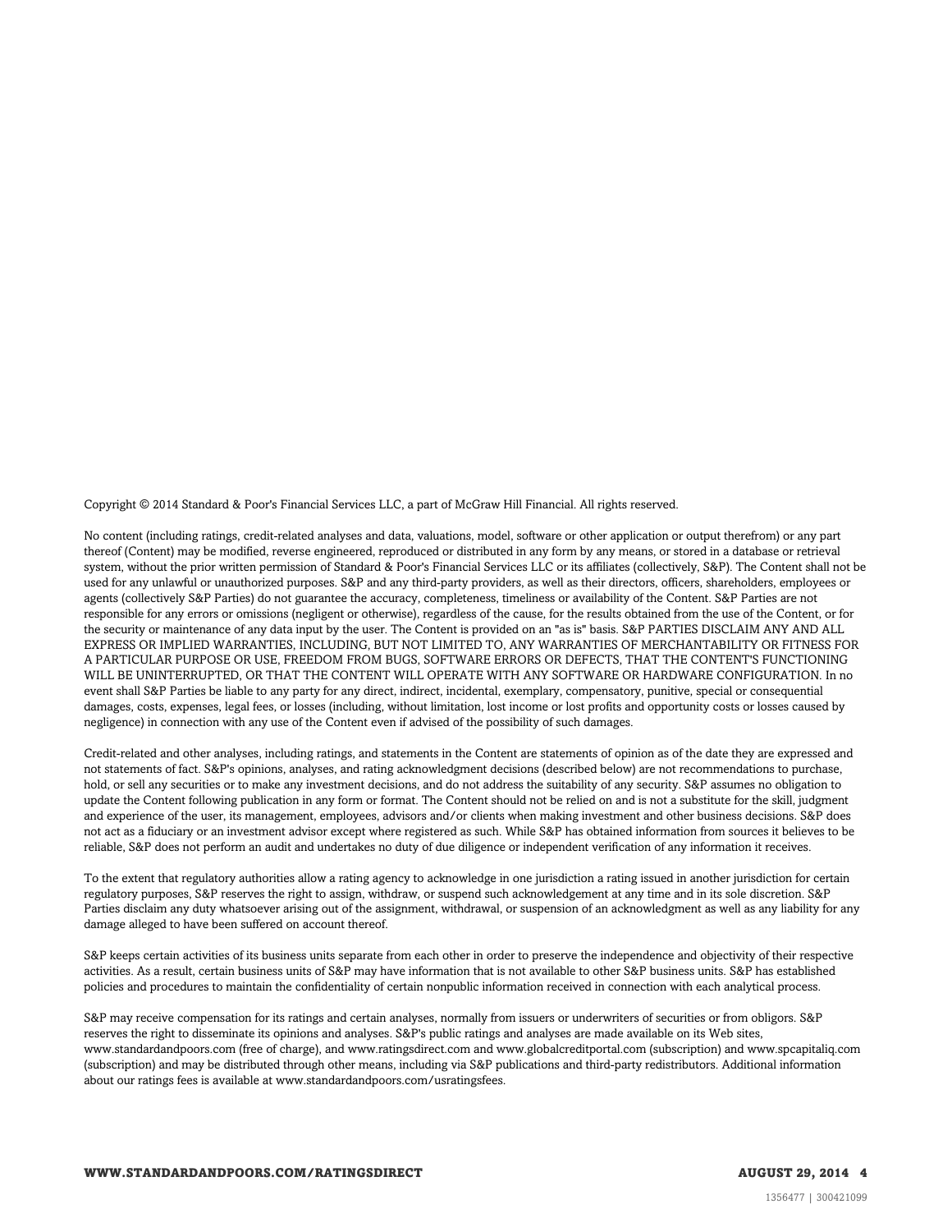Copyright © 2014 Standard & Poor's Financial Services LLC, a part of McGraw Hill Financial. All rights reserved.

No content (including ratings, credit-related analyses and data, valuations, model, software or other application or output therefrom) or any part thereof (Content) may be modified, reverse engineered, reproduced or distributed in any form by any means, or stored in a database or retrieval system, without the prior written permission of Standard & Poor's Financial Services LLC or its affiliates (collectively, S&P). The Content shall not be used for any unlawful or unauthorized purposes. S&P and any third-party providers, as well as their directors, officers, shareholders, employees or agents (collectively S&P Parties) do not guarantee the accuracy, completeness, timeliness or availability of the Content. S&P Parties are not responsible for any errors or omissions (negligent or otherwise), regardless of the cause, for the results obtained from the use of the Content, or for the security or maintenance of any data input by the user. The Content is provided on an "as is" basis. S&P PARTIES DISCLAIM ANY AND ALL EXPRESS OR IMPLIED WARRANTIES, INCLUDING, BUT NOT LIMITED TO, ANY WARRANTIES OF MERCHANTABILITY OR FITNESS FOR A PARTICULAR PURPOSE OR USE, FREEDOM FROM BUGS, SOFTWARE ERRORS OR DEFECTS, THAT THE CONTENT'S FUNCTIONING WILL BE UNINTERRUPTED, OR THAT THE CONTENT WILL OPERATE WITH ANY SOFTWARE OR HARDWARE CONFIGURATION. In no event shall S&P Parties be liable to any party for any direct, indirect, incidental, exemplary, compensatory, punitive, special or consequential damages, costs, expenses, legal fees, or losses (including, without limitation, lost income or lost profits and opportunity costs or losses caused by negligence) in connection with any use of the Content even if advised of the possibility of such damages.

Credit-related and other analyses, including ratings, and statements in the Content are statements of opinion as of the date they are expressed and not statements of fact. S&P's opinions, analyses, and rating acknowledgment decisions (described below) are not recommendations to purchase, hold, or sell any securities or to make any investment decisions, and do not address the suitability of any security. S&P assumes no obligation to update the Content following publication in any form or format. The Content should not be relied on and is not a substitute for the skill, judgment and experience of the user, its management, employees, advisors and/or clients when making investment and other business decisions. S&P does not act as a fiduciary or an investment advisor except where registered as such. While S&P has obtained information from sources it believes to be reliable, S&P does not perform an audit and undertakes no duty of due diligence or independent verification of any information it receives.

To the extent that regulatory authorities allow a rating agency to acknowledge in one jurisdiction a rating issued in another jurisdiction for certain regulatory purposes, S&P reserves the right to assign, withdraw, or suspend such acknowledgement at any time and in its sole discretion. S&P Parties disclaim any duty whatsoever arising out of the assignment, withdrawal, or suspension of an acknowledgment as well as any liability for any damage alleged to have been suffered on account thereof.

S&P keeps certain activities of its business units separate from each other in order to preserve the independence and objectivity of their respective activities. As a result, certain business units of S&P may have information that is not available to other S&P business units. S&P has established policies and procedures to maintain the confidentiality of certain nonpublic information received in connection with each analytical process.

S&P may receive compensation for its ratings and certain analyses, normally from issuers or underwriters of securities or from obligors. S&P reserves the right to disseminate its opinions and analyses. S&P's public ratings and analyses are made available on its Web sites, www.standardandpoors.com (free of charge), and www.ratingsdirect.com and www.globalcreditportal.com (subscription) and www.spcapitaliq.com (subscription) and may be distributed through other means, including via S&P publications and third-party redistributors. Additional information about our ratings fees is available at www.standardandpoors.com/usratingsfees.